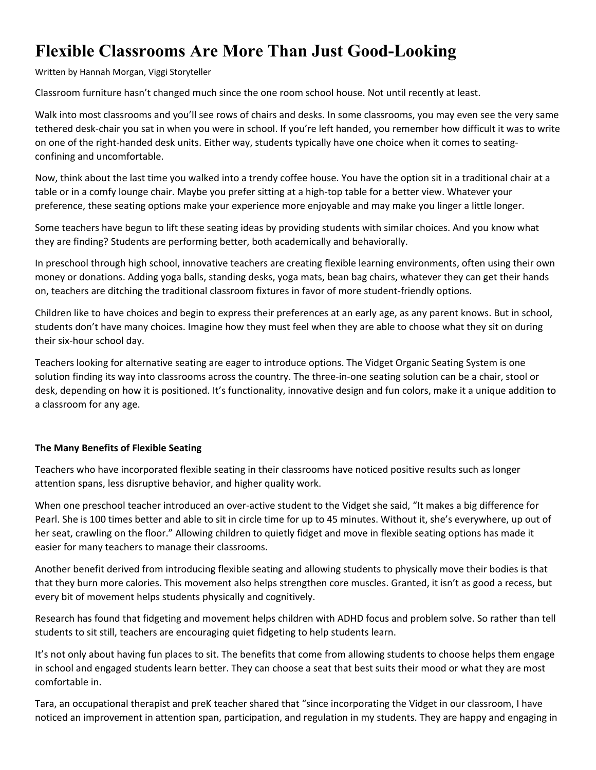# Flexible Classrooms Are More Than Just Good-Looking

Written by Hannah Morgan, Viggi Storyteller

Classroom furniture hasn't changed much since the one room school house. Not until recently at least.

Walk into most classrooms and you'll see rows of chairs and desks. In some classrooms, you may even see the very same tethered desk-chair you sat in when you were in school. If you're left handed, you remember how difficult it was to write on one of the right-handed desk units. Either way, students typically have one choice when it comes to seating- confining and uncomfortable.

Now, think about the last time you walked into a trendy coffee house. You have the option sit in a traditional chair at a table or in a comfy lounge chair. Maybe you prefer sitting at a high-top table for a better view. Whatever your preference, these seating options make your experience more enjoyable and may make you linger a little longer.

Some teachers have begun to lift these seating ideas by providing students with similar choices. And you know what they are finding? Students are performing better, both academically and behaviorally.

In preschool through high school, innovative teachers are creating flexible learning environments, often using their own money or donations. Adding yoga balls, standing desks, yoga mats, bean bag chairs, whatever they can get their hands on, teachers are ditching the traditional classroom fixtures in favor of more student-friendly options.

Children like to have choices and begin to express their preferences at an early age, as any parent knows. But in school, students don't have many choices. Imagine how they must feel when they are able to choose what they sit on during their six-hour school day.

Teachers looking for alternative seating are eager to introduce options. The Vidget Organic Seating System is one solution finding its way into classrooms across the country. The three-in-one seating solution can be a chair, stool or desk, depending on how it is positioned. It's functionality, innovative design and fun colors, make it a unique addition to a classroom for any age.

**The Many Benefits of Flexible Seating**

Teachers who have incorporated flexible seating in their classrooms have noticed positive results such as longer attention spans, less disruptive behavior, and higher quality work.

When one preschool teacher introduced an over-active student to the Vidget she said, "It makes a big difference for Pearl. She is 100 times better and able to sit in circle time for up to 45 minutes. Without it, she's everywhere, up out of her seat, crawling on the floor." Allowing children to quietly fidget and move in flexible seating options has made it easier for many teachers to manage their classrooms.

Another benefit derived from introducing flexible seating and allowing students to physically move their bodies is that that they burn more calories. This movement also helps strengthen core muscles. Granted, it isn't as good a recess, but every bit of movement helps students physically and cognitively.

Research has found that fidgeting and movement helps children with ADHD focus and problem solve. So rather than tell students to sit still, teachers are encouraging quiet fidgeting to help students learn.

It's not only about having fun places to sit. The benefits that come from allowing students to choose helps them engage in school and engaged students learn better. They can choose a seat that best suits their mood or what they are most comfortable in.

Tara, an occupational therapist and preK teacher shared that "since incorporating the Vidget in our classroom, I have noticed an improvement in attention span, participation, and regulation in my students. They are happy and engaging in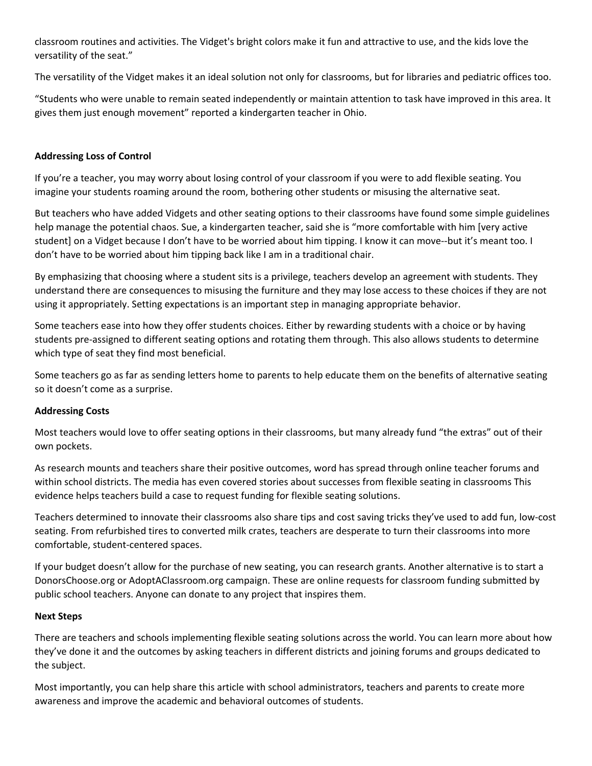classroom routines and activities. The Vidget's bright colors make it fun and attractive to use, and the kids love the versatility of the seat."

The versatility of the Vidget makes it an ideal solution not only for classrooms, but for libraries and pediatric offices too.

"Students who were unable to remain seated independently or maintain attention to task have improved in this area. It gives them just enough movement" reported a kindergarten teacher in Ohio.

**Addressing Loss of Control**

If you're a teacher, you may worry about losing control of your classroom if you were to add flexible seating. You imagine your students roaming around the room, bothering other students or misusing the alternative seat.

But teachers who have added Vidgets and other seating options to their classrooms have found some simple guidelines help manage the potential chaos. Sue, a kindergarten teacher, said she is "more comfortable with him [very active student] on a Vidget because I don't have to be worried about him tipping. I know it can move--but it's meant too. I don't have to be worried about him tipping back like I am in a traditional chair.

By emphasizing that choosing where a student sits is a privilege, teachers develop an agreement with students. They understand there are consequences to misusing the furniture and they may lose access to these choices if they are not using it appropriately. Setting expectations is an important step in managing appropriate behavior.

Some teachers ease into how they offer students choices. Either by rewarding students with a choice or by having students pre-assigned to different seating options and rotating them through. This also allows students to determine which type of seat they find most beneficial.

Some teachers go as far as sending letters home to parents to help educate them on the benefits of alternative seating so it doesn't come as a surprise.

**Addressing Costs**

Most teachers would love to offer seating options in their classrooms, but many already fund "the extras" out of their own pockets.

As research mounts and teachers share their positive outcomes, word has spread through online teacher forums and within school districts. The media has even covered stories about successes from flexible seating in classrooms This evidence helps teachers build a case to request funding for flexible seating solutions.

Teachers determined to innovate their classrooms also share tips and cost saving tricks they've used to add fun, low-cost seating. From refurbished tires to converted milk crates, teachers are desperate to turn their classrooms into more comfortable, student-centered spaces.

If your budget doesn't allow for the purchase of new seating, you can research grants. Another alternative is to start a DonorsChoose.org or AdoptAClassroom.org campaign. These are online requests for classroom funding submitted by public school teachers. Anyone can donate to any project that inspires them.

**Next Steps**

There are teachers and schools implementing flexible seating solutions across the world. You can learn more about how they've done it and the outcomes by asking teachers in different districts and joining forums and groups dedicated to the subject.

Most importantly, you can help share this article with school administrators, teachers and parents to create more awareness and improve the academic and behavioral outcomes of students.